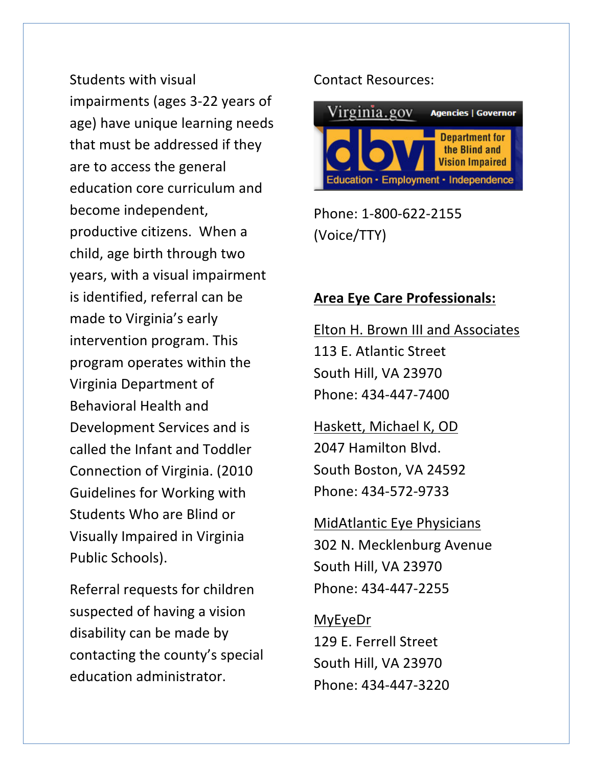Students with visual impairments (ages 3-22 years of age) have unique learning needs that must be addressed if they are to access the general education core curriculum and become independent, productive citizens. When a child, age birth through two years, with a visual impairment is identified, referral can be made to Virginia's early intervention program. This program operates within the Virginia Department of Behavioral Health and Development Services and is called the Infant and Toddler Connection of Virginia. (2010 Guidelines for Working with Students Who are Blind or Visually Impaired in Virginia Public Schools).

Referral requests for children suspected of having a vision disability can be made by contacting the county's special education administrator.

Contact Resources:

Virginia.gov Agencies | Governor

dbvi Department for the Blind and Vision Impaired

Education • Employment • Independence

Phone: 1-800-622-2155 (Voice/TTY)

**Area Eye Care Professionals:**

Elton H. Brown III and Associates
113 E. Atlantic Street
South Hill, VA 23970
Phone: 434-447-7400

Haskett, Michael K, OD
2047 Hamilton Blvd.
South Boston, VA 24592
Phone: 434-572-9733

MidAtlantic Eye Physicians
302 N. Mecklenburg Avenue
South Hill, VA 23970
Phone: 434-447-2255

MyEyeDr
129 E. Ferrell Street
South Hill, VA 23970
Phone: 434-447-3220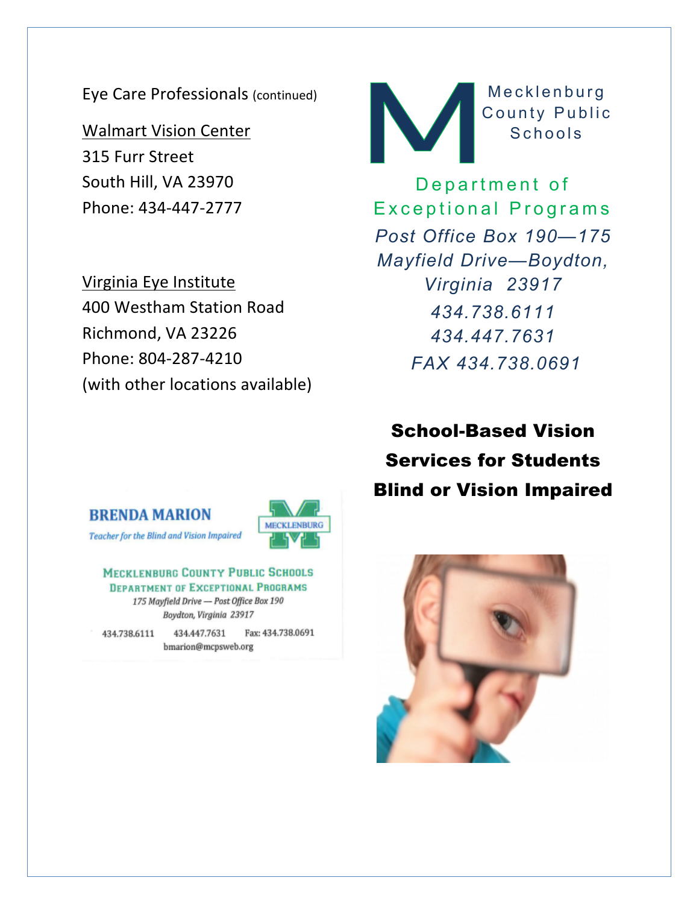Eye Care Professionals (continued)

Walmart Vision Center
315 Furr Street
South Hill, VA 23970
Phone: 434-447-2777

Virginia Eye Institute
400 Westham Station Road
Richmond, VA 23226
Phone: 804-287-4210
(with other locations available)

**BRENDA MARION**
*Teacher for the Blind and Vision Impaired*

MECKLENBURG

MECKLENBURG COUNTY PUBLIC SCHOOLS
DEPARTMENT OF EXCEPTIONAL PROGRAMS
*175 Mayfield Drive — Post Office Box 190*
*Boydton, Virginia 23917*

434.738.6111 434.447.7631 Fax: 434.738.0691
bmarion@mcpsweb.org

Mecklenburg County Public Schools

Department of Exceptional Programs

*Post Office Box 190—175 Mayfield Drive—Boydton, Virginia 23917*
*434.738.6111*
*434.447.7631*
*FAX 434.738.0691*

# School-Based Vision Services for Students Blind or Vision Impaired